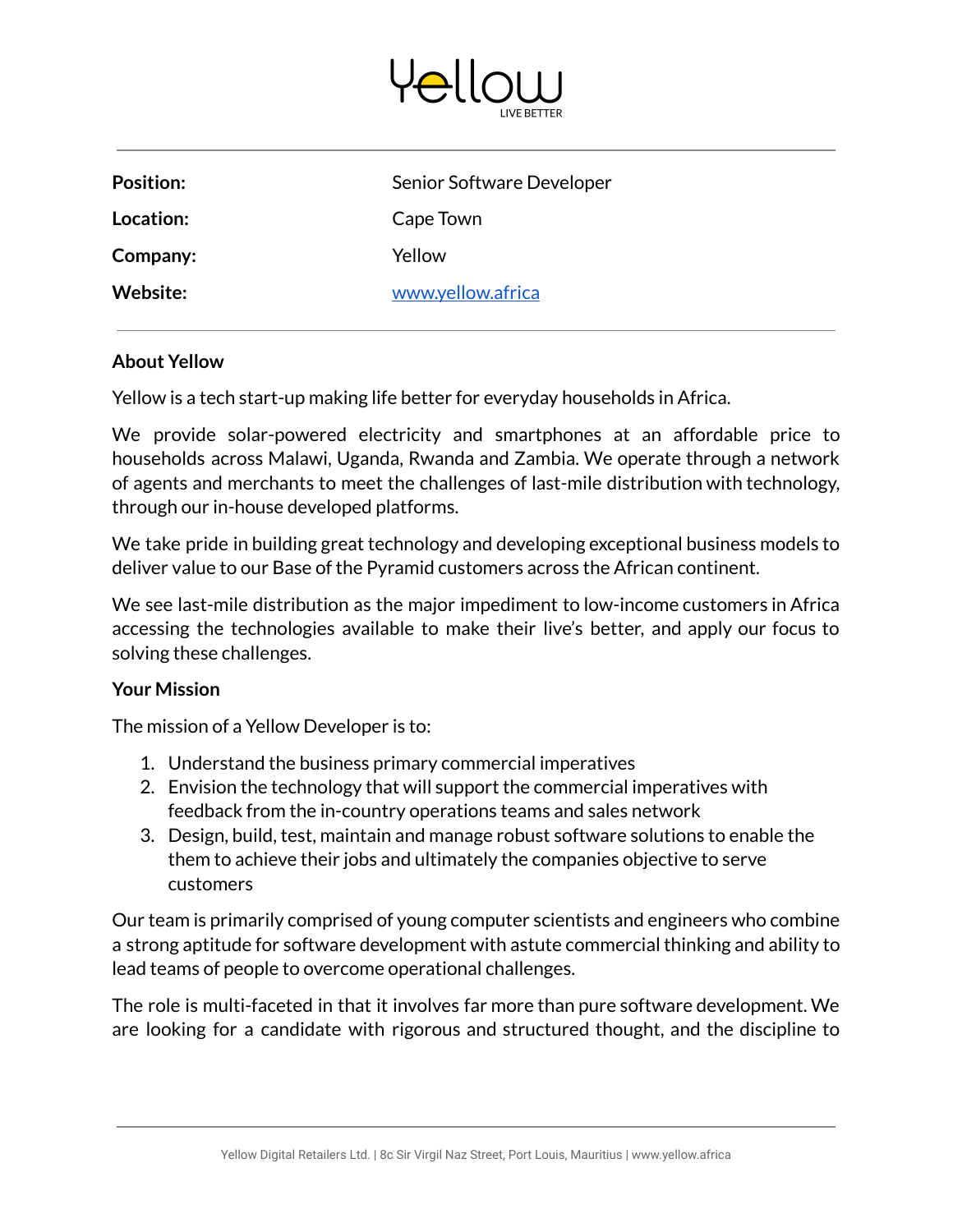Yellow
LIVE BETTER

| **Position:** | Senior Software Developer |
|---|---|
| **Location:** | Cape Town |
| **Company:** | Yellow |
| **Website:** | [www.yellow.africa](http://www.yellow.africa) |

**About Yellow**

Yellow is a tech start-up making life better for everyday households in Africa.

We provide solar-powered electricity and smartphones at an affordable price to households across Malawi, Uganda, Rwanda and Zambia. We operate through a network of agents and merchants to meet the challenges of last-mile distribution with technology, through our in-house developed platforms.

We take pride in building great technology and developing exceptional business models to deliver value to our Base of the Pyramid customers across the African continent.

We see last-mile distribution as the major impediment to low-income customers in Africa accessing the technologies available to make their live's better, and apply our focus to solving these challenges.

**Your Mission**

The mission of a Yellow Developer is to:

1. Understand the business primary commercial imperatives
2. Envision the technology that will support the commercial imperatives with feedback from the in-country operations teams and sales network
3. Design, build, test, maintain and manage robust software solutions to enable the them to achieve their jobs and ultimately the companies objective to serve customers

Our team is primarily comprised of young computer scientists and engineers who combine a strong aptitude for software development with astute commercial thinking and ability to lead teams of people to overcome operational challenges.

The role is multi-faceted in that it involves far more than pure software development. We are looking for a candidate with rigorous and structured thought, and the discipline to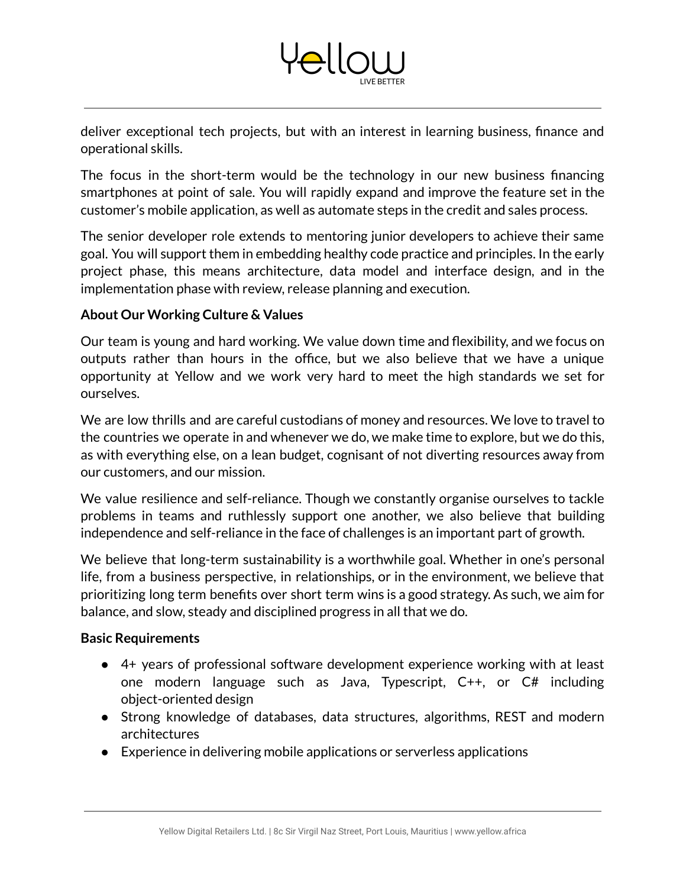deliver exceptional tech projects, but with an interest in learning business, finance and operational skills.

The focus in the short-term would be the technology in our new business financing smartphones at point of sale. You will rapidly expand and improve the feature set in the customer's mobile application, as well as automate steps in the credit and sales process.

The senior developer role extends to mentoring junior developers to achieve their same goal. You will support them in embedding healthy code practice and principles. In the early project phase, this means architecture, data model and interface design, and in the implementation phase with review, release planning and execution.

**About Our Working Culture & Values**

Our team is young and hard working. We value down time and flexibility, and we focus on outputs rather than hours in the office, but we also believe that we have a unique opportunity at Yellow and we work very hard to meet the high standards we set for ourselves.

We are low thrills and are careful custodians of money and resources. We love to travel to the countries we operate in and whenever we do, we make time to explore, but we do this, as with everything else, on a lean budget, cognisant of not diverting resources away from our customers, and our mission.

We value resilience and self-reliance. Though we constantly organise ourselves to tackle problems in teams and ruthlessly support one another, we also believe that building independence and self-reliance in the face of challenges is an important part of growth.

We believe that long-term sustainability is a worthwhile goal. Whether in one's personal life, from a business perspective, in relationships, or in the environment, we believe that prioritizing long term benefits over short term wins is a good strategy. As such, we aim for balance, and slow, steady and disciplined progress in all that we do.

**Basic Requirements**

- 4+ years of professional software development experience working with at least one modern language such as Java, Typescript, C++, or C# including object-oriented design
- Strong knowledge of databases, data structures, algorithms, REST and modern architectures
- Experience in delivering mobile applications or serverless applications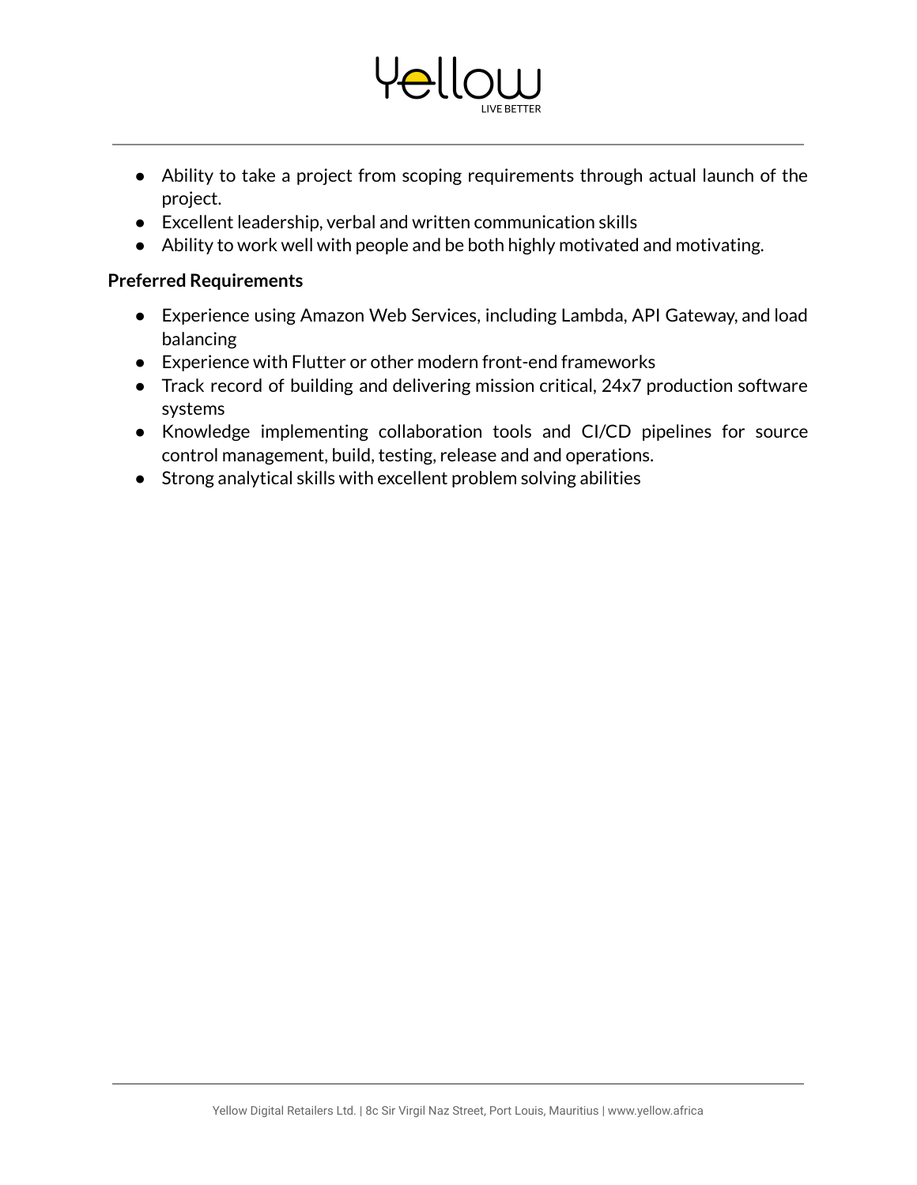- Ability to take a project from scoping requirements through actual launch of the project.
- Excellent leadership, verbal and written communication skills
- Ability to work well with people and be both highly motivated and motivating.

**Preferred Requirements**

- Experience using Amazon Web Services, including Lambda, API Gateway, and load balancing
- Experience with Flutter or other modern front-end frameworks
- Track record of building and delivering mission critical, 24x7 production software systems
- Knowledge implementing collaboration tools and CI/CD pipelines for source control management, build, testing, release and and operations.
- Strong analytical skills with excellent problem solving abilities